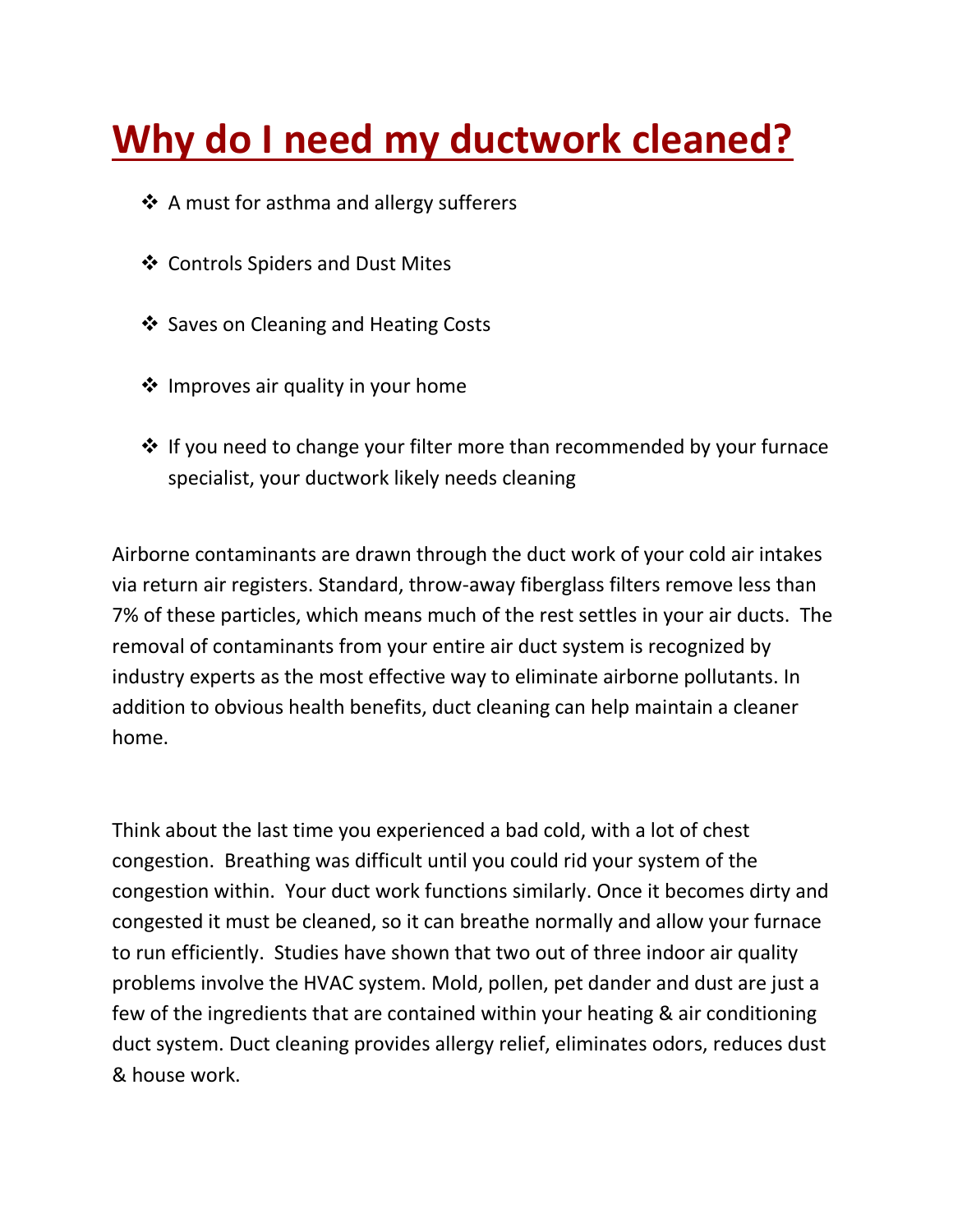# Why do I need my ductwork cleaned?

- A must for asthma and allergy sufferers
- Controls Spiders and Dust Mites
- Saves on Cleaning and Heating Costs
- Improves air quality in your home
- If you need to change your filter more than recommended by your furnace specialist, your ductwork likely needs cleaning

Airborne contaminants are drawn through the duct work of your cold air intakes via return air registers. Standard, throw-away fiberglass filters remove less than 7% of these particles, which means much of the rest settles in your air ducts. The removal of contaminants from your entire air duct system is recognized by industry experts as the most effective way to eliminate airborne pollutants. In addition to obvious health benefits, duct cleaning can help maintain a cleaner home.

Think about the last time you experienced a bad cold, with a lot of chest congestion. Breathing was difficult until you could rid your system of the congestion within. Your duct work functions similarly. Once it becomes dirty and congested it must be cleaned, so it can breathe normally and allow your furnace to run efficiently. Studies have shown that two out of three indoor air quality problems involve the HVAC system. Mold, pollen, pet dander and dust are just a few of the ingredients that are contained within your heating & air conditioning duct system. Duct cleaning provides allergy relief, eliminates odors, reduces dust & house work.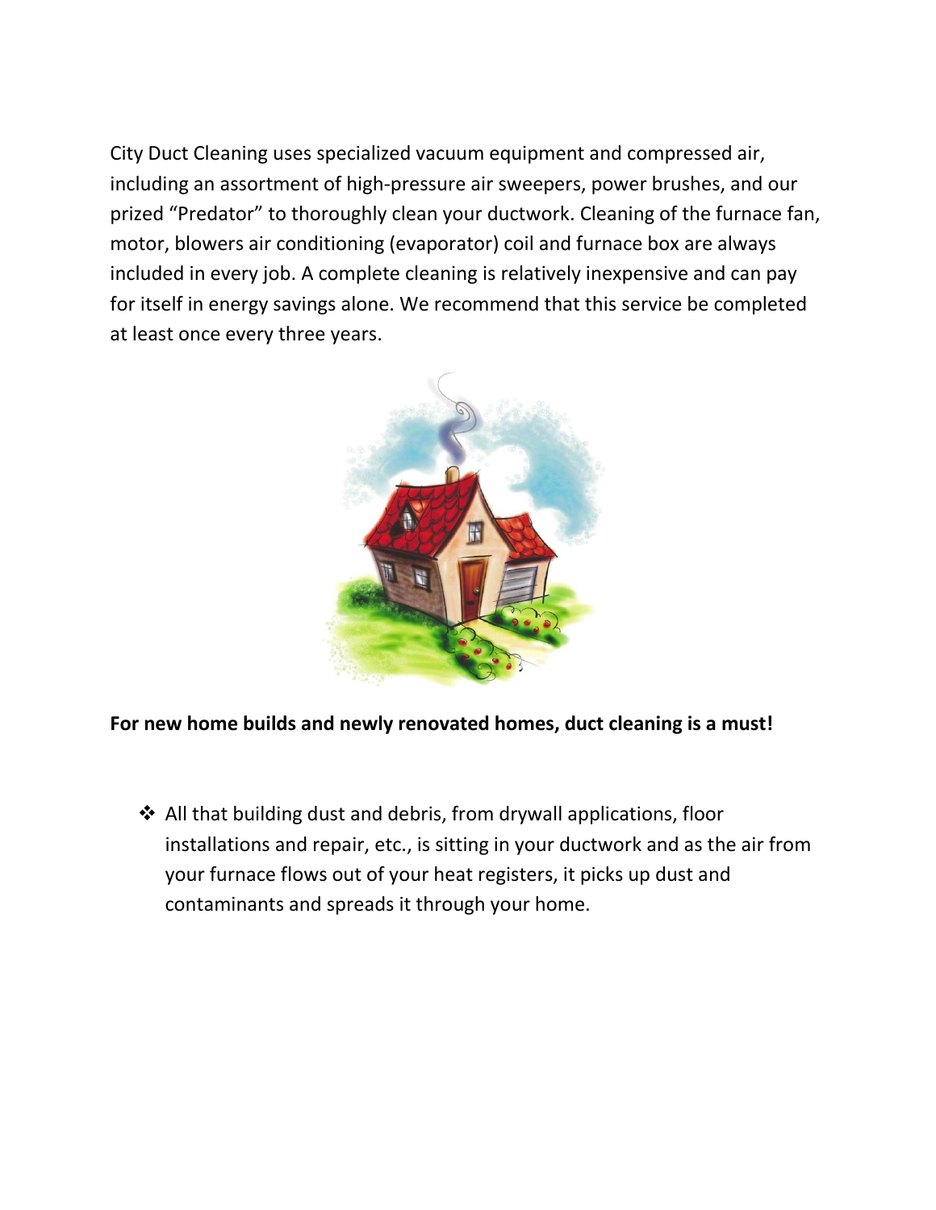City Duct Cleaning uses specialized vacuum equipment and compressed air, including an assortment of high-pressure air sweepers, power brushes, and our prized "Predator" to thoroughly clean your ductwork. Cleaning of the furnace fan, motor, blowers air conditioning (evaporator) coil and furnace box are always included in every job. A complete cleaning is relatively inexpensive and can pay for itself in energy savings alone. We recommend that this service be completed at least once every three years.

**For new home builds and newly renovated homes, duct cleaning is a must!**

- All that building dust and debris, from drywall applications, floor installations and repair, etc., is sitting in your ductwork and as the air from your furnace flows out of your heat registers, it picks up dust and contaminants and spreads it through your home.